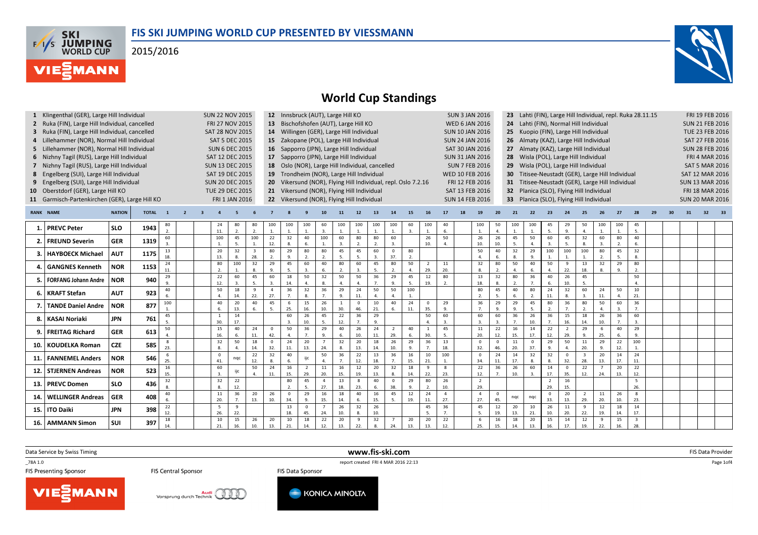# FIS SKI JUMPING WORLD CUP PRESENTED BY VIESSMANN

2015/2016

## World Cup Standings

| No. | Competition | Date |
|---|---|---|
| 1 | Klingenthal (GER), Large Hill Individual | SUN 22 NOV 2015 |
| 2 | Ruka (FIN), Large Hill Individual, cancelled | FRI 27 NOV 2015 |
| 3 | Ruka (FIN), Large Hill Individual, cancelled | SAT 28 NOV 2015 |
| 4 | Lillehammer (NOR), Normal Hill Individual | SAT 5 DEC 2015 |
| 5 | Lillehammer (NOR), Normal Hill Individual | SUN 6 DEC 2015 |
| 6 | Nizhny Tagil (RUS), Large Hill Individual | SAT 12 DEC 2015 |
| 7 | Nizhny Tagil (RUS), Large Hill Individual | SUN 13 DEC 2015 |
| 8 | Engelberg (SUI), Large Hill Individual | SAT 19 DEC 2015 |
| 9 | Engelberg (SUI), Large Hill Individual | SUN 20 DEC 2015 |
| 10 | Oberstdorf (GER), Large Hill KO | TUE 29 DEC 2015 |
| 11 | Garmisch-Partenkirchen (GER), Large Hill KO | FRI 1 JAN 2016 |
| 12 | Innsbruck (AUT), Large Hill KO | SUN 3 JAN 2016 |
| 13 | Bischofshofen (AUT), Large Hill KO | WED 6 JAN 2016 |
| 14 | Willingen (GER), Large Hill Individual | SUN 10 JAN 2016 |
| 15 | Zakopane (POL), Large Hill Individual | SUN 24 JAN 2016 |
| 16 | Sapporo (JPN), Large Hill Individual | SAT 30 JAN 2016 |
| 17 | Sapporo (JPN), Large Hill Individual | SUN 31 JAN 2016 |
| 18 | Oslo (NOR), Large Hill Individual, cancelled | SUN 7 FEB 2016 |
| 19 | Trondheim (NOR), Large Hill Individual | WED 10 FEB 2016 |
| 20 | Vikersund (NOR), Flying Hill Individual, repl. Oslo 7.2.16 | FRI 12 FEB 2016 |
| 21 | Vikersund (NOR), Flying Hill Individual | SAT 13 FEB 2016 |
| 22 | Vikersund (NOR), Flying Hill Individual | SUN 14 FEB 2016 |
| 23 | Lahti (FIN), Large Hill Individual, repl. Ruka 28.11.15 | FRI 19 FEB 2016 |
| 24 | Lahti (FIN), Normal Hill Individual | SUN 21 FEB 2016 |
| 25 | Kuopio (FIN), Large Hill Individual | TUE 23 FEB 2016 |
| 26 | Almaty (KAZ), Large Hill Individual | SAT 27 FEB 2016 |
| 27 | Almaty (KAZ), Large Hill Individual | SUN 28 FEB 2016 |
| 28 | Wisla (POL), Large Hill Individual | FRI 4 MAR 2016 |
| 29 | Wisla (POL), Large Hill Individual | SAT 5 MAR 2016 |
| 30 | Titisee-Neustadt (GER), Large Hill Individual | SAT 12 MAR 2016 |
| 31 | Titisee-Neustadt (GER), Large Hill Individual | SUN 13 MAR 2016 |
| 32 | Planica (SLO), Flying Hill Individual | FRI 18 MAR 2016 |
| 33 | Planica (SLO), Flying Hill Individual | SUN 20 MAR 2016 |

| RANK | NAME | NATION | TOTAL | 1 | 2 | 3 | 4 | 5 | 6 | 7 | 8 | 9 | 10 | 11 | 12 | 13 | 14 | 15 | 16 | 17 | 18 | 19 | 20 | 21 | 22 | 23 | 24 | 25 | 26 | 27 | 28 | 29 | 30 | 31 | 32 | 33 |
|---|---|---|---|---|---|---|---|---|---|---|---|---|---|---|---|---|---|---|---|---|---|---|---|---|---|---|---|---|---|---|---|---|---|---|---|---|
| 1. | PREVC Peter | SLO | 1943 | 80 2. | | | 24 11. | 80 2. | 80 2. | 100 1. | 100 1. | 100 1. | 60 3. | 100 1. | 100 1. | 100 1. | 100 1. | 60 3. | 100 1. | 40 6. | | 100 1. | 50 4. | 100 1. | 100 1. | 45 5. | 29 9. | 50 4. | 100 1. | 100 1. | 45 5. | | | | | |
| 2. | FREUND Severin | GER | 1319 | 60 3. | | | 100 1. | 45 5. | 100 1. | 22 12. | 32 8. | 40 6. | 100 1. | 60 3. | 80 2. | 80 2. | 60 3. | | 26 10. | 50 4. | | 26 10. | 26 10. | 45 5. | 50 4. | 60 3. | 45 5. | 32 8. | 60 3. | 80 2. | 40 6. | | | | | |
| 3. | HAYBOECK Michael | AUT | 1175 | 13 18. | | | 20 13. | 32 8. | 3 28. | 80 2. | 29 9. | 80 2. | 80 2. | 45 5. | 45 5. | 60 3. | 0 37. | 80 2. | | | | 50 4. | 40 6. | 32 8. | 29 9. | 100 1. | 100 1. | 100 1. | 80 2. | 45 5. | 32 8. | | | | | |
| 4. | GANGNES Kenneth | NOR | 1153 | 24 11. | | | 80 2. | 100 1. | 32 8. | 29 9. | 45 5. | 60 3. | 40 6. | 80 2. | 60 3. | 45 5. | 80 2. | 50 4. | 2 29. | 11 20. | | 32 8. | 80 2. | 50 4. | 40 6. | 50 4. | 9 22. | 13 18. | 32 8. | 29 9. | 80 2. | | | | | |
| 5. | FORFANG Johann Andre | NOR | 940 | 29 9. | | | 22 12. | 60 3. | 45 5. | 60 3. | 18 14. | 50 4. | 32 8. | 50 4. | 50 4. | 36 7. | 29 9. | 45 5. | 12 19. | 80 2. | | 13 18. | 32 8. | 80 2. | 36 7. | 40 6. | 26 10. | 45 5. | | | 50 4. | | | | | |
| 6. | KRAFT Stefan | AUT | 923 | 40 6. | | | 50 4. | 18 14. | 9 22. | 4 27. | 36 7. | 32 8. | 36 7. | 29 9. | 24 11. | 50 4. | 50 4. | 100 1. | | | | 80 2. | 45 5. | 40 6. | 80 2. | 24 11. | 32 8. | 60 3. | 24 11. | 50 4. | 10 21. | | | | | |
| 7. | TANDE Daniel Andre | NOR | 877 | 100 1. | | | 40 6. | 20 13. | 40 6. | 45 5. | 6 25. | 15 16. | 26 10. | 1 30. | 0 46. | 10 21. | 40 6. | 24 11. | 0 35. | 29 9. | | 36 7. | 29 9. | 29 9. | 45 5. | 80 2. | 36 7. | 80 2. | 50 4. | 60 3. | 36 7. | | | | | |
| 8. | KASAI Noriaki | JPN | 761 | 45 5. | | | 1 30. | 14 17. | | | 60 3. | 26 10. | 45 5. | 22 12. | 36 7. | 29 9. | | | 50 4. | 60 3. | | 60 3. | 60 3. | 36 7. | 26 10. | 36 7. | 15 16. | 18 14. | 26 10. | 36 7. | 60 3. | | | | | |
| 9. | FREITAG Richard | GER | 613 | 50 4. | | | 15 16. | 40 6. | 24 11. | 0 42. | 50 4. | 36 7. | 29 9. | 40 6. | 26 10. | 24 11. | 2 29. | 40 6. | 1 30. | 45 5. | | 11 20. | 22 12. | 16 15. | 14 17. | 22 12. | 2 29. | 29 9. | 6 25. | 40 6. | 29 9. | | | | | |
| 10. | KOUDELKA Roman | CZE | 585 | 8 23. | | | 32 8. | 50 4. | 18 14. | 0 32. | 24 11. | 20 13. | 7 24. | 32 8. | 20 13. | 18 14. | 26 10. | 29 9. | 36 7. | 13 18. | | 0 32. | 0 46. | 11 20. | 0 37. | 29 9. | 50 4. | 11 20. | 29 9. | 22 12. | 100 1. | | | | | |
| 11. | FANNEMEL Anders | NOR | 546 | 6 25. | | | 0 41. | nqc | 22 12. | 32 8. | 40 6. | ijc | 50 4. | 36 7. | 22 12. | 13 18. | 36 7. | 16 15. | 10 21. | 100 1. | | 0 34. | 24 11. | 14 17. | 32 8. | 32 8. | 0 32. | 3 28. | 20 13. | 14 17. | 24 11. | | | | | |
| 12. | STJERNEN Andreas | NOR | 523 | 16 15. | | | 60 3. | ijc | 50 4. | 24 11. | 16 15. | 2 29. | 11 20. | 16 15. | 12 19. | 20 13. | 32 8. | 18 14. | 9 22. | 8 23. | | 22 12. | 36 7. | 26 10. | 60 3. | 14 17. | 0 35. | 22 12. | 7 24. | 20 13. | 22 12. | | | | | |
| 13. | PREVC Domen | SLO | 436 | 32 8. | | | 32 8. | 22 12. | | | 80 2. | 45 5. | 4 27. | 13 18. | 8 23. | 40 6. | 0 38. | 29 9. | 80 2. | 26 10. | | 2 29. | | | | 2 29. | 16 15. | | | | 5 26. | | | | | |
| 14. | WELLINGER Andreas | GER | 408 | 40 6. | | | 11 20. | 36 7. | 20 13. | 26 10. | 0 34. | 29 9. | 16 15. | 18 14. | 40 6. | 16 15. | 45 5. | 12 19. | 24 11. | 4 27. | | 4 27. | 0 45. | nqc | nqc | 0 33. | 20 13. | 2 29. | 11 20. | 26 10. | 8 23. | | | | | |
| 15. | ITO Daiki | JPN | 398 | 22 12. | | | 5 26. | 9 22. | | | 13 18. | 0 45. | 7 24. | 26 10. | 32 8. | 26 10. | | | 45 5. | 36 7. | | 45 5. | 12 19. | 20 13. | 10 21. | 26 10. | 11 20. | 9 22. | 12 19. | 18 14. | 14 17. | | | | | |
| 16. | AMMANN Simon | SUI | 397 | 18 14. | | | 10 21. | 15 16. | 26 10. | 20 13. | 10 21. | 18 14. | 22 12. | 20 13. | 9 22. | 32 8. | 7 24. | 20 13. | 20 13. | 22 12. | | 6 25. | 16 15. | 18 14. | 20 13. | 15 16. | 14 17. | 12 19. | 9 22. | 15 16. | 3 28. | | | | | |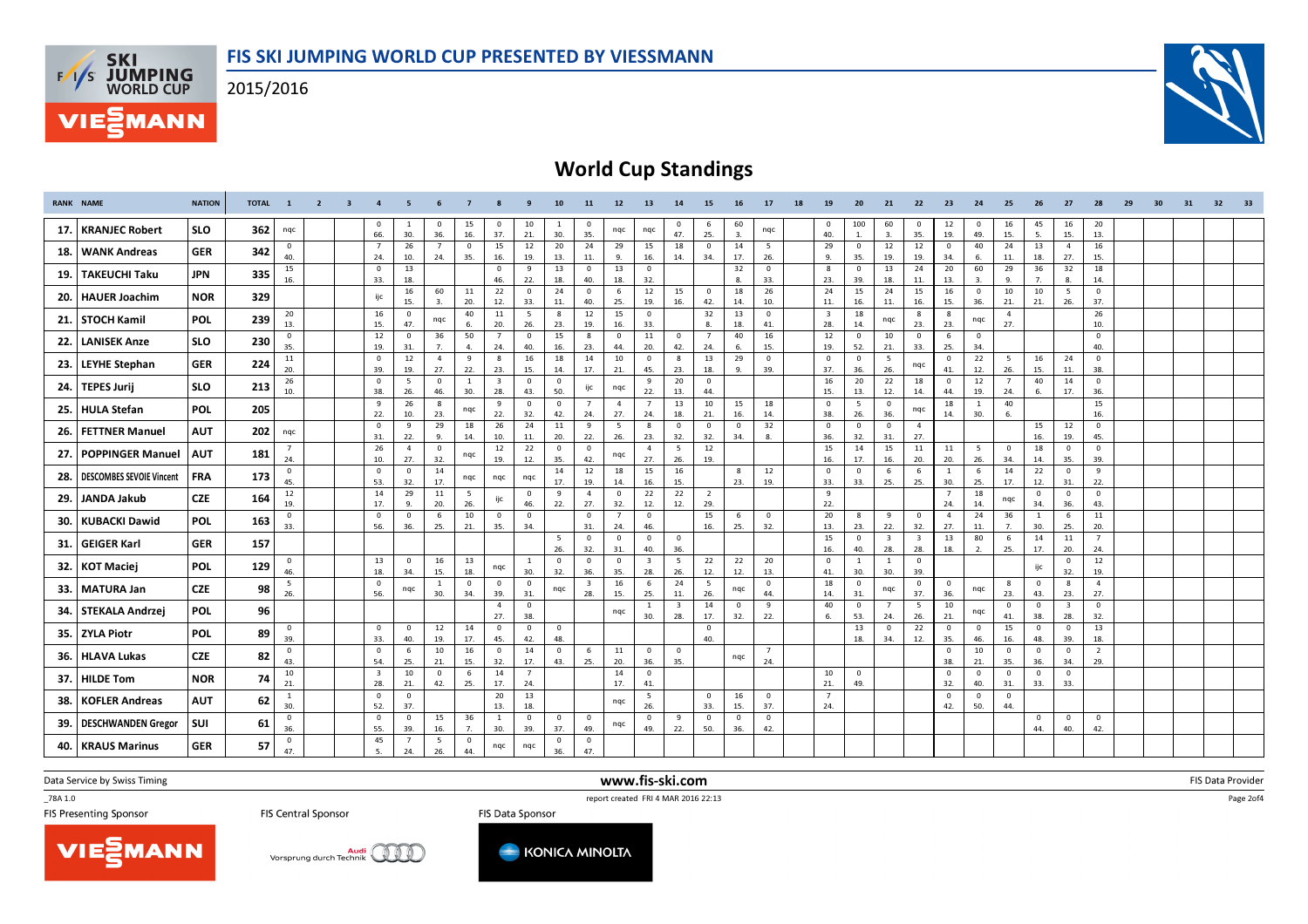# FIS SKI JUMPING WORLD CUP PRESENTED BY VIESSMANN

2015/2016

## World Cup Standings

| RANK | NAME | NATION | TOTAL | 1 | 2 | 3 | 4 | 5 | 6 | 7 | 8 | 9 | 10 | 11 | 12 | 13 | 14 | 15 | 16 | 17 | 18 | 19 | 20 | 21 | 22 | 23 | 24 | 25 | 26 | 27 | 28 | 29 | 30 | 31 | 32 | 33 |
|---|---|---|---|---|---|---|---|---|---|---|---|---|---|---|---|---|---|---|---|---|---|---|---|---|---|---|---|---|---|---|---|---|---|---|---|---|
| 17. | KRANJEC Robert | SLO | 362 | nqc | | | 0 66. | 1 30. | 0 36. | 15 16. | 0 37. | 10 21. | 1 30. | 0 35. | nqc | nqc | 0 47. | 6 25. | 60 3. | nqc | | 0 40. | 100 1. | 60 3. | 0 35. | 12 19. | 0 49. | 16 15. | 45 5. | 16 15. | 20 13. | | | | | |
| 18. | WANK Andreas | GER | 342 | 0 40. | | | 7 24. | 26 10. | 7 24. | 0 35. | 15 16. | 12 19. | 20 13. | 24 11. | 29 9. | 15 16. | 18 14. | 0 34. | 14 17. | 5 26. | | 29 9. | 0 35. | 12 19. | 12 19. | 0 34. | 40 6. | 24 11. | 13 18. | 4 27. | 16 15. | | | | | |
| 19. | TAKEUCHI Taku | JPN | 335 | 15 16. | | | 0 33. | 13 18. | | | 0 46. | 9 22. | 13 18. | 0 40. | 13 18. | 0 32. | | | 32 8. | 0 33. | | 8 23. | 0 39. | 13 18. | 24 11. | 20 13. | 60 3. | 29 9. | 36 7. | 32 8. | 18 14. | | | | | |
| 20. | HAUER Joachim | NOR | 329 | | | | ijc | 16 15. | 60 3. | 11 20. | 22 12. | 0 33. | 24 11. | 0 40. | 6 25. | 12 19. | 15 16. | 0 42. | 18 14. | 26 10. | | 24 11. | 15 16. | 24 11. | 15 16. | 16 15. | 0 36. | 10 21. | 10 21. | 5 26. | 0 37. | | | | | |
| 21. | STOCH Kamil | POL | 239 | 20 13. | | | 16 15. | 0 47. | nqc | 40 6. | 11 20. | 5 26. | 8 23. | 12 19. | 15 16. | 0 33. | | 32 8. | 13 18. | 0 41. | | 3 28. | 18 14. | nqc | 8 23. | 8 23. | nqc | 4 27. | | | 26 10. | | | | | |
| 22. | LANISEK Anze | SLO | 230 | 0 35. | | | 12 19. | 0 31. | 36 7. | 50 4. | 7 24. | 0 40. | 15 16. | 8 23. | 0 44. | 11 20. | 0 42. | 7 24. | 40 6. | 16 15. | | 12 19. | 0 52. | 10 21. | 0 33. | 6 25. | 0 34. | | | | 0 40. | | | | | |
| 23. | LEYHE Stephan | GER | 224 | 11 20. | | | 0 39. | 12 19. | 4 27. | 9 22. | 8 23. | 16 15. | 18 14. | 14 17. | 10 21. | 0 45. | 8 23. | 13 18. | 29 9. | 0 39. | | 0 37. | 0 36. | 5 26. | nqc | 0 41. | 22 12. | 5 26. | 16 15. | 24 11. | 0 38. | | | | | |
| 24. | TEPES Jurij | SLO | 213 | 26 10. | | | 0 38. | 5 26. | 0 46. | 1 30. | 3 28. | 0 43. | 0 50. | ijc | nqc | 9 22. | 20 13. | 0 44. | | | | 16 15. | 20 13. | 22 12. | 18 14. | 0 44. | 12 19. | 7 24. | 40 6. | 14 17. | 0 36. | | | | | |
| 25. | HULA Stefan | POL | 205 | | | | 9 22. | 26 10. | 8 23. | nqc | 9 22. | 0 32. | 0 42. | 7 24. | 4 27. | 7 24. | 13 18. | 10 21. | 15 16. | 18 14. | | 0 38. | 5 26. | 0 36. | nqc | 18 14. | 1 30. | 40 6. | | | 15 16. | | | | | |
| 26. | FETTNER Manuel | AUT | 202 | nqc | | | 0 31. | 9 22. | 29 9. | 18 14. | 26 10. | 24 11. | 11 20. | 9 22. | 5 26. | 8 23. | 0 32. | 0 32. | 0 34. | 32 8. | | 0 36. | 0 32. | 0 31. | 4 27. | | | | 15 16. | 12 19. | 0 45. | | | | | |
| 27. | POPPINGER Manuel | AUT | 181 | 7 24. | | | 26 10. | 4 27. | 0 32. | nqc | 12 19. | 22 12. | 0 35. | 0 42. | nqc | 4 27. | 5 26. | 12 19. | | | | 15 16. | 14 17. | 15 16. | 11 20. | 11 20. | 5 26. | 0 34. | 18 14. | 0 35. | 0 39. | | | | | |
| 28. | DESCOMBES SEVOIE Vincent | FRA | 173 | 0 45. | | | 0 53. | 0 32. | 14 17. | nqc | nqc | nqc | 14 17. | 12 19. | 18 14. | 15 16. | 16 15. | | 8 23. | 12 19. | | 0 33. | 0 33. | 6 25. | 6 25. | 1 30. | 6 25. | 14 17. | 22 12. | 0 31. | 9 22. | | | | | |
| 29. | JANDA Jakub | CZE | 164 | 12 19. | | | 14 17. | 29 9. | 11 20. | 5 26. | ijc | 0 46. | 9 22. | 4 27. | 0 32. | 22 12. | 22 12. | 2 29. | | | | 9 22. | | | | 7 24. | 18 14. | nqc | 0 34. | 0 36. | 0 43. | | | | | |
| 30. | KUBACKI Dawid | POL | 163 | 0 33. | | | 0 56. | 0 36. | 6 25. | 10 21. | 0 35. | 0 34. | | 0 31. | 7 24. | 0 46. | | 15 16. | 6 25. | 0 32. | | 20 13. | 8 23. | 9 22. | 0 32. | 4 27. | 24 11. | 36 7. | 1 30. | 6 25. | 11 20. | | | | | |
| 31. | GEIGER Karl | GER | 157 | | | | | | | | | | 5 26. | 0 32. | 0 31. | 0 40. | 0 36. | | | | | 15 16. | 0 40. | 3 28. | 3 28. | 13 18. | 80 2. | 6 25. | 14 17. | 11 20. | 7 24. | | | | | |
| 32. | KOT Maciej | POL | 129 | 0 46. | | | 13 18. | 0 34. | 16 15. | 13 18. | nqc | 1 30. | 0 32. | 0 36. | 0 35. | 3 28. | 5 26. | 22 12. | 22 12. | 20 13. | | 0 41. | 1 30. | 1 30. | 0 39. | | | | ijc | 0 32. | 12 19. | | | | | |
| 33. | MATURA Jan | CZE | 98 | 5 26. | | | 0 56. | nqc | 1 30. | 0 34. | 0 39. | 0 31. | nqc | 3 28. | 16 15. | 6 25. | 24 11. | 5 26. | nqc | 0 44. | | 18 14. | 0 31. | nqc | 0 37. | 0 36. | nqc | 8 23. | 0 43. | 8 23. | 4 27. | | | | | |
| 34. | STEKALA Andrzej | POL | 96 | | | | | | | | 4 27. | 0 38. | | | nqc | 1 30. | 3 28. | 14 17. | 0 32. | 9 22. | | 40 6. | 0 53. | 7 24. | 5 26. | 10 21. | nqc | 0 41. | 0 38. | 3 28. | 0 32. | | | | | |
| 35. | ZYLA Piotr | POL | 89 | 0 39. | | | 0 33. | 0 40. | 12 19. | 14 17. | 0 45. | 0 42. | 0 48. | | | | | 0 40. | | | | | 13 18. | 0 34. | 22 12. | 0 35. | 0 46. | 15 16. | 0 48. | 0 39. | 13 18. | | | | | |
| 36. | HLAVA Lukas | CZE | 82 | 0 43. | | | 0 54. | 6 25. | 10 21. | 16 15. | 0 32. | 14 17. | 0 43. | 6 25. | 11 20. | 0 36. | 0 35. | | nqc | 7 24. | | | | | | 0 38. | 10 21. | 0 35. | 0 36. | 0 34. | 2 29. | | | | | |
| 37. | HILDE Tom | NOR | 74 | 10 21. | | | 3 28. | 10 21. | 0 42. | 6 25. | 14 17. | 7 24. | | | 14 17. | 0 41. | | | | | | 10 21. | 0 49. | | | 0 32. | 0 40. | 0 31. | 0 33. | 0 33. | | | | | | |
| 38. | KOFLER Andreas | AUT | 62 | 1 30. | | | 0 52. | 0 37. | | | 20 13. | 13 18. | | | nqc | 5 26. | | 0 33. | 16 15. | 0 37. | | 7 24. | | | | 0 42. | 0 50. | 0 44. | | | | | | | | |
| 39. | DESCHWANDEN Gregor | SUI | 61 | 0 36. | | | 0 55. | 0 39. | 15 16. | 36 7. | 1 30. | 0 39. | 0 37. | 0 49. | nqc | 0 49. | 9 22. | 0 50. | 0 36. | 0 42. | | | | | | | | | 0 44. | 0 40. | 0 42. | | | | | |
| 40. | KRAUS Marinus | GER | 57 | 0 47. | | | 45 5. | 7 24. | 5 26. | 0 44. | nqc | nqc | 0 36. | 0 47. | | | | | | | | | | | | | | | | | | | | | | |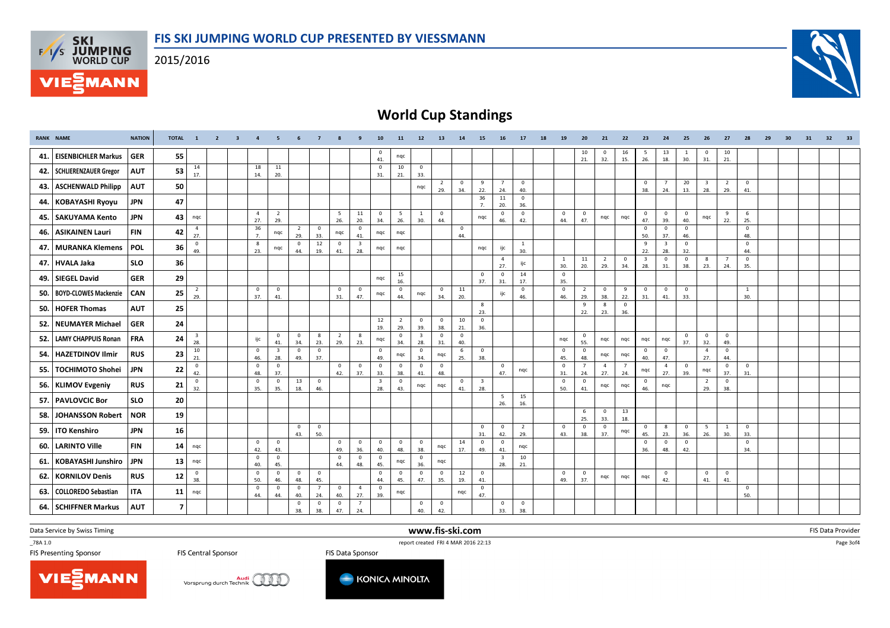# FIS SKI JUMPING WORLD CUP PRESENTED BY VIESSMANN

2015/2016

## World Cup Standings

| RANK | NAME | NATION | TOTAL | 1 | 2 | 3 | 4 | 5 | 6 | 7 | 8 | 9 | 10 | 11 | 12 | 13 | 14 | 15 | 16 | 17 | 18 | 19 | 20 | 21 | 22 | 23 | 24 | 25 | 26 | 27 | 28 | 29 | 30 | 31 | 32 | 33 |
|---|---|---|---|---|---|---|---|---|---|---|---|---|---|---|---|---|---|---|---|---|---|---|---|---|---|---|---|---|---|---|---|---|---|---|---|---|
| 41. | EISENBICHLER Markus | GER | 55 | | | | | | | | | | 0 41. | nqc | | | | | | | | | 10 21. | 0 32. | 16 15. | 5 26. | 13 18. | 1 30. | 0 31. | 10 21. | | | | | | |
| 42. | SCHLIERENZAUER Gregor | AUT | 53 | 14 17. | | | 18 14. | 11 20. | | | | | 0 31. | 10 21. | 0 33. | | | | | | | | | | | | | | | | | | | | | |
| 43. | ASCHENWALD Philipp | AUT | 50 | | | | | | | | | | | | nqc | 2 29. | 0 34. | 9 22. | 7 24. | 0 40. | | | | | | 0 38. | 7 24. | 20 13. | 3 28. | 2 29. | 0 41. | | | | | |
| 44. | KOBAYASHI Ryoyu | JPN | 47 | | | | | | | | | | | | | | | 36 7. | 11 20. | 0 36. | | | | | | | | | | | | | | | | |
| 45. | SAKUYAMA Kento | JPN | 43 | nqc | | | 4 27. | 2 29. | | | 5 26. | 11 20. | 0 34. | 5 26. | 1 30. | 0 44. | | nqc | 0 46. | 0 42. | | 0 44. | 0 47. | nqc | nqc | 0 47. | 0 39. | 0 40. | nqc | 9 22. | 6 25. | | | | | |
| 46. | ASIKAINEN Lauri | FIN | 42 | 4 27. | | | 36 7. | nqc | 2 29. | 0 33. | nqc | 0 41. | nqc | nqc | | | 0 44. | | | | | | | | | 0 50. | 0 37. | 0 46. | | | 0 48. | | | | | |
| 47. | MURANKA Klemens | POL | 36 | 0 49. | | | 8 23. | nqc | 0 44. | 12 19. | 0 41. | 3 28. | nqc | nqc | | | | nqc | ijc | 1 30. | | | | | | 9 22. | 3 28. | 0 32. | | | 0 44. | | | | | |
| 47. | HVALA Jaka | SLO | 36 | | | | | | | | | | | | | | | | 4 27. | ijc | | 1 30. | 11 20. | 2 29. | 0 34. | 3 28. | 0 31. | 0 38. | 8 23. | 7 24. | 0 35. | | | | | |
| 49. | SIEGEL David | GER | 29 | | | | | | | | | | nqc | 15 16. | | | | 0 37. | 0 31. | 14 17. | | 0 35. | | | | | | | | | | | | | | |
| 50. | BOYD-CLOWES Mackenzie | CAN | 25 | 2 29. | | | 0 37. | 0 41. | | | 0 31. | 0 47. | nqc | 0 44. | nqc | 0 34. | 11 20. | | ijc | 0 46. | | 0 46. | 2 29. | 0 38. | 9 22. | 0 31. | 0 41. | 0 33. | | | 1 30. | | | | | |
| 50. | HOFER Thomas | AUT | 25 | | | | | | | | | | | | | | | 8 23. | | | | | 9 22. | 8 23. | 0 36. | | | | | | | | | | | |
| 52. | NEUMAYER Michael | GER | 24 | | | | | | | | | | 12 19. | 2 29. | 0 39. | 0 38. | 10 21. | 0 36. | | | | | | | | | | | | | | | | | | |
| 52. | LAMY CHAPPUIS Ronan | FRA | 24 | 3 28. | | | ijc | 0 41. | 0 34. | 8 23. | 2 29. | 8 23. | nqc | 0 34. | 3 28. | 0 31. | 0 40. | | | | | nqc | 0 55. | nqc | nqc | nqc | nqc | 0 37. | 0 32. | 0 49. | | | | | | |
| 54. | HAZETDINOV Ilmir | RUS | 23 | 10 21. | | | 0 46. | 3 28. | 0 49. | 0 37. | | | 0 49. | nqc | 0 34. | nqc | 6 25. | 0 38. | | | | 0 45. | 0 48. | nqc | nqc | 0 40. | 0 47. | | 4 27. | 0 44. | | | | | | |
| 55. | TOCHIMOTO Shohei | JPN | 22 | 0 42. | | | 0 48. | 0 37. | | | 0 42. | 0 37. | 0 33. | 0 38. | 0 41. | 0 48. | | | 0 47. | nqc | | 0 31. | 7 24. | 4 27. | 7 24. | nqc | 4 27. | 0 39. | nqc | 0 37. | 0 31. | | | | | |
| 56. | KLIMOV Evgeniy | RUS | 21 | 0 32. | | | 0 35. | 0 35. | 13 18. | 0 46. | | | 3 28. | 0 43. | nqc | nqc | 0 41. | 3 28. | | | | 0 50. | 0 41. | nqc | nqc | 0 46. | nqc | | 2 29. | 0 38. | | | | | | |
| 57. | PAVLOVCIC Bor | SLO | 20 | | | | | | | | | | | | | | | | 5 26. | 15 16. | | | | | | | | | | | | | | | | |
| 58. | JOHANSSON Robert | NOR | 19 | | | | | | | | | | | | | | | | | | | | 6 25. | 0 33. | 13 18. | | | | | | | | | | | |
| 59. | ITO Kenshiro | JPN | 16 | | | | | | 0 43. | 0 50. | | | | | | | | 0 31. | 0 42. | 2 29. | | 0 43. | 0 38. | 0 37. | nqc | 0 45. | 8 23. | 0 36. | 5 26. | 1 30. | 0 33. | | | | | |
| 60. | LARINTO Ville | FIN | 14 | nqc | | | 0 42. | 0 43. | | | 0 49. | 0 36. | 0 40. | 0 48. | 0 38. | nqc | 14 17. | 0 49. | 0 41. | nqc | | | | | | 0 36. | 0 48. | 0 42. | | | 0 34. | | | | | |
| 61. | KOBAYASHI Junshiro | JPN | 13 | nqc | | | 0 40. | 0 45. | | | 0 44. | 0 48. | 0 45. | nqc | 0 36. | nqc | | | 3 28. | 10 21. | | | | | | | | | | | | | | | | |
| 62. | KORNILOV Denis | RUS | 12 | 0 38. | | | 0 50. | 0 46. | 0 48. | 0 45. | | | 0 44. | 0 45. | 0 47. | 0 35. | 12 19. | 0 41. | | | | 0 49. | 0 37. | nqc | nqc | nqc | 0 42. | | 0 41. | 0 41. | | | | | | |
| 63. | COLLOREDO Sebastian | ITA | 11 | nqc | | | 0 44. | 0 44. | 0 40. | 7 24. | 0 40. | 4 27. | 0 39. | nqc | | | nqc | 0 47. | | | | | | | | | | | | | 0 50. | | | | | |
| 64. | SCHIFFNER Markus | AUT | 7 | | | | | | 0 38. | 0 38. | 0 47. | 7 24. | | | 0 40. | 0 42. | | | 0 33. | 0 38. | | | | | | | | | | | | | | | | |

Data Service by Swiss Timing — www.fis-ski.com — FIS Data Provider

_78A 1.0 — report created FRI 4 MAR 2016 22:13

FIS Presenting Sponsor — FIS Central Sponsor — FIS Data Sponsor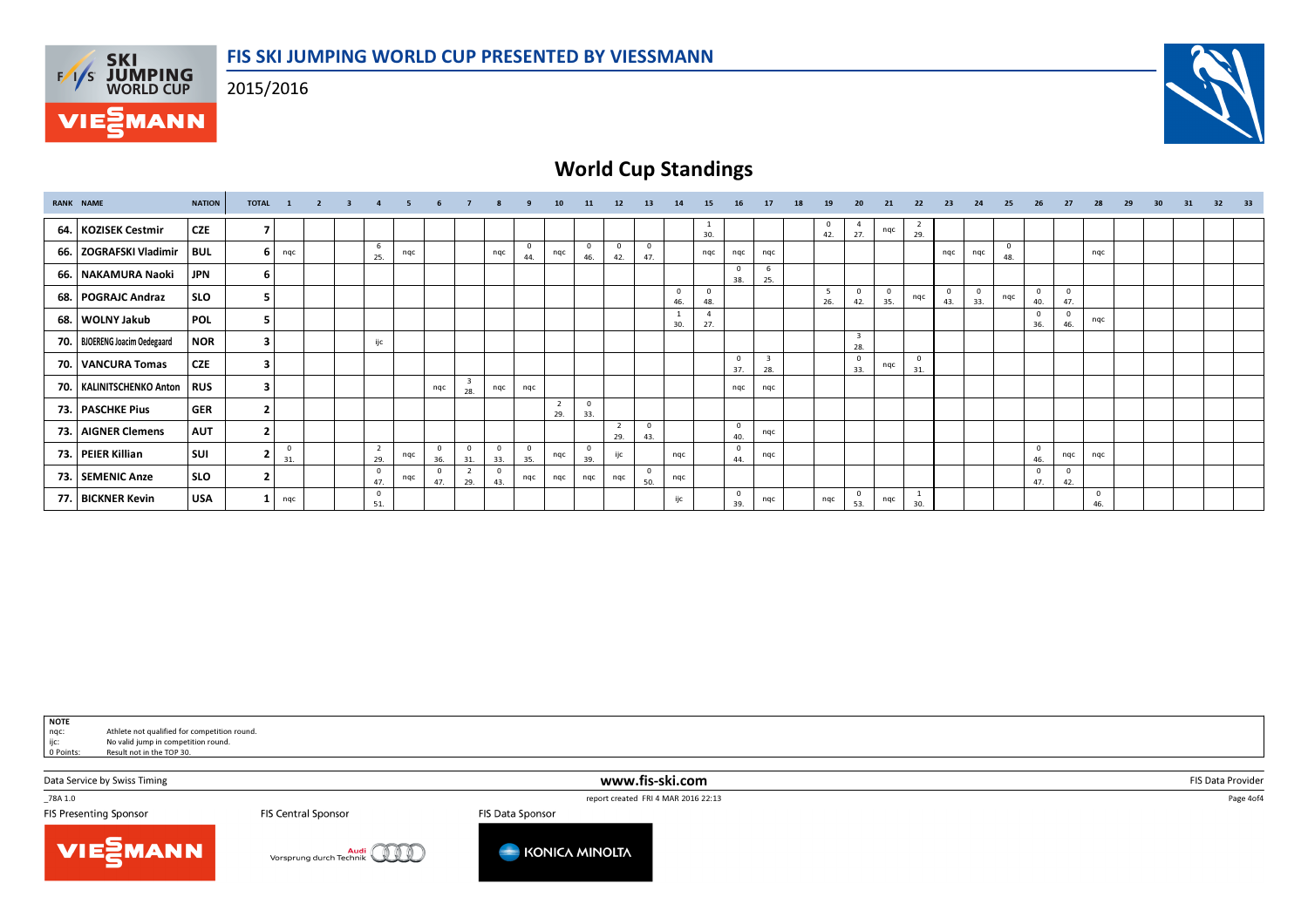# World Cup Standings

FIS SKI JUMPING WORLD CUP PRESENTED BY VIESSMANN

2015/2016

| RANK | NAME | NATION | TOTAL | 1 | 2 | 3 | 4 | 5 | 6 | 7 | 8 | 9 | 10 | 11 | 12 | 13 | 14 | 15 | 16 | 17 | 18 | 19 | 20 | 21 | 22 | 23 | 24 | 25 | 26 | 27 | 28 | 29 | 30 | 31 | 32 | 33 |
|---|---|---|---|---|---|---|---|---|---|---|---|---|---|---|---|---|---|---|---|---|---|---|---|---|---|---|---|---|---|---|---|---|---|---|---|---|
| 64. | KOZISEK Cestmir | CZE | 7 | | | | | | | | | | | | | | | 1 30. | | | | 0 42. | 4 27. | nqc | 2 29. | | | | | | | | | | | |
| 66. | ZOGRAFSKI Vladimir | BUL | 6 | nqc | | | 6 25. | nqc | | | nqc | 0 44. | nqc | 0 46. | 0 42. | 0 47. | | nqc | nqc | nqc | | | | | | nqc | nqc | 0 48. | | | nqc | | | | | |
| 66. | NAKAMURA Naoki | JPN | 6 | | | | | | | | | | | | | | | | 0 38. | 6 25. | | | | | | | | | | | | | | | | |
| 68. | POGRAJC Andraz | SLO | 5 | | | | | | | | | | | | | | 0 46. | 0 48. | | | | 5 26. | 0 42. | 0 35. | nqc | 0 43. | 0 33. | nqc | 0 40. | 0 47. | | | | | | |
| 68. | WOLNY Jakub | POL | 5 | | | | | | | | | | | | | | 1 30. | 4 27. | | | | | | | | | | | 0 36. | 0 46. | nqc | | | | | |
| 70. | BJOERENG Joacim Oedegaard | NOR | 3 | | | | ijc | | | | | | | | | | | | | | | | 3 28. | | | | | | | | | | | | | |
| 70. | VANCURA Tomas | CZE | 3 | | | | | | | | | | | | | | | | 0 37. | 3 28. | | | 0 33. | nqc | 0 31. | | | | | | | | | | | |
| 70. | KALINITSCHENKO Anton | RUS | 3 | | | | | | nqc | 3 28. | nqc | nqc | | | | | | | nqc | nqc | | | | | | | | | | | | | | | | |
| 73. | PASCHKE Pius | GER | 2 | | | | | | | | | | 2 29. | 0 33. | | | | | | | | | | | | | | | | | | | | | | |
| 73. | AIGNER Clemens | AUT | 2 | | | | | | | | | | | | 2 29. | 0 43. | | | 0 40. | nqc | | | | | | | | | | | | | | | | |
| 73. | PEIER Killian | SUI | 2 | 0 31. | | | 2 29. | nqc | 0 36. | 0 31. | 0 33. | 0 35. | nqc | 0 39. | ijc | | nqc | | 0 44. | nqc | | | | | | | | | 0 46. | nqc | nqc | | | | | |
| 73. | SEMENIC Anze | SLO | 2 | | | | 0 47. | nqc | 0 47. | 2 29. | 0 43. | nqc | nqc | nqc | nqc | 0 50. | nqc | | | | | | | | | | | | 0 47. | 0 42. | | | | | | |
| 77. | BICKNER Kevin | USA | 1 | nqc | | | 0 51. | | | | | | | | | | ijc | | 0 39. | nqc | | nqc | 0 53. | nqc | 1 30. | | | | | | 0 46. | | | | | |

**NOTE**
nqc: Athlete not qualified for competition round.
ijc: No valid jump in competition round.
0 Points: Result not in the TOP 30.

Data Service by Swiss Timing

www.fis-ski.com

FIS Data Provider

_78A 1.0

report created FRI 4 MAR 2016 22:13

FIS Presenting Sponsor · FIS Central Sponsor · FIS Data Sponsor